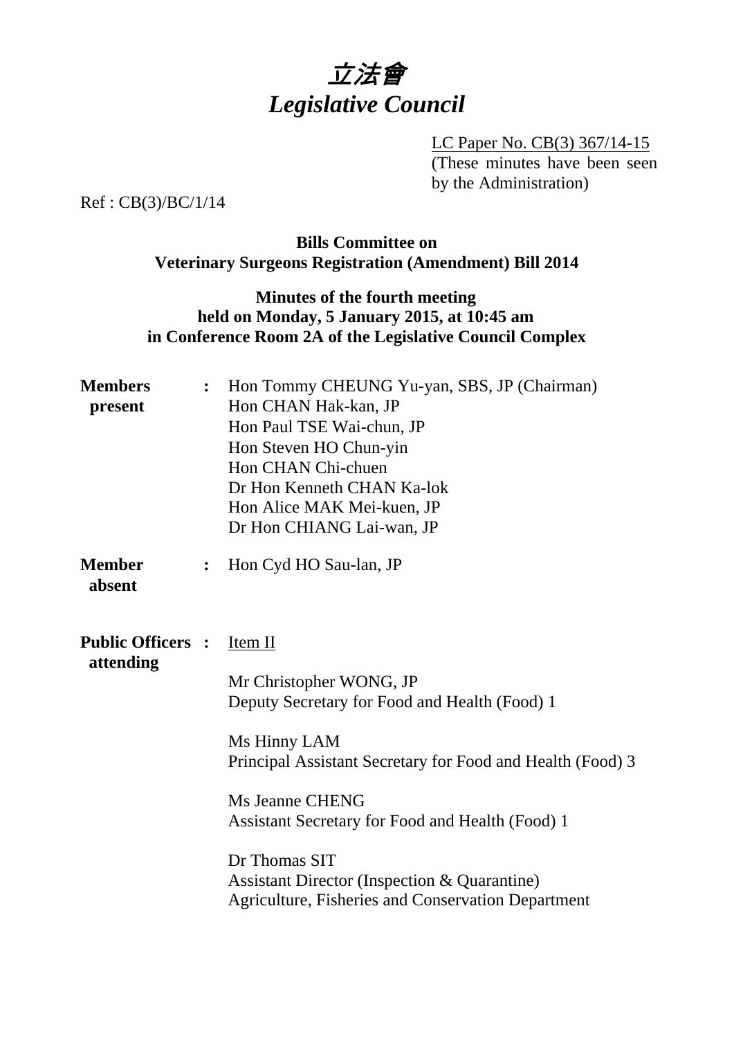# 立法會
# *Legislative Council*

LC Paper No. CB(3) 367/14-15
(These minutes have been seen by the Administration)

Ref : CB(3)/BC/1/14

**Bills Committee on**
**Veterinary Surgeons Registration (Amendment) Bill 2014**

**Minutes of the fourth meeting**
**held on Monday, 5 January 2015, at 10:45 am**
**in Conference Room 2A of the Legislative Council Complex**

| | | |
|---|---|---|
| **Members present** | **:** | Hon Tommy CHEUNG Yu-yan, SBS, JP (Chairman)<br>Hon CHAN Hak-kan, JP<br>Hon Paul TSE Wai-chun, JP<br>Hon Steven HO Chun-yin<br>Hon CHAN Chi-chuen<br>Dr Hon Kenneth CHAN Ka-lok<br>Hon Alice MAK Mei-kuen, JP<br>Dr Hon CHIANG Lai-wan, JP |
| **Member absent** | **:** | Hon Cyd HO Sau-lan, JP |
| **Public Officers attending** | **:** | Item II<br><br>Mr Christopher WONG, JP<br>Deputy Secretary for Food and Health (Food) 1<br><br>Ms Hinny LAM<br>Principal Assistant Secretary for Food and Health (Food) 3<br><br>Ms Jeanne CHENG<br>Assistant Secretary for Food and Health (Food) 1<br><br>Dr Thomas SIT<br>Assistant Director (Inspection & Quarantine)<br>Agriculture, Fisheries and Conservation Department |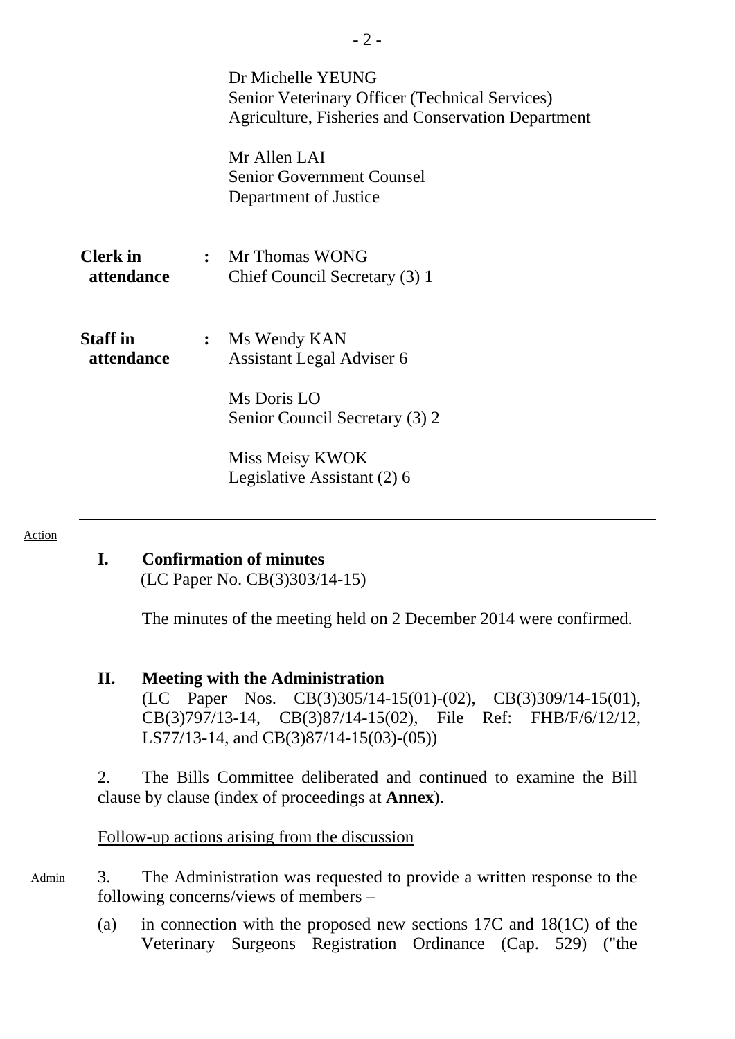Dr Michelle YEUNG
Senior Veterinary Officer (Technical Services)
Agriculture, Fisheries and Conservation Department

Mr Allen LAI
Senior Government Counsel
Department of Justice

**Clerk in attendance** : Mr Thomas WONG
Chief Council Secretary (3) 1

**Staff in attendance** : Ms Wendy KAN
Assistant Legal Adviser 6

Ms Doris LO
Senior Council Secretary (3) 2

Miss Meisy KWOK
Legislative Assistant (2) 6

---

Action

**I. Confirmation of minutes**
(LC Paper No. CB(3)303/14-15)

The minutes of the meeting held on 2 December 2014 were confirmed.

**II. Meeting with the Administration**
(LC Paper Nos. CB(3)305/14-15(01)-(02), CB(3)309/14-15(01), CB(3)797/13-14, CB(3)87/14-15(02), File Ref: FHB/F/6/12/12, LS77/13-14, and CB(3)87/14-15(03)-(05))

2. The Bills Committee deliberated and continued to examine the Bill clause by clause (index of proceedings at **Annex**).

Follow-up actions arising from the discussion

Admin

3. The Administration was requested to provide a written response to the following concerns/views of members –

(a) in connection with the proposed new sections 17C and 18(1C) of the Veterinary Surgeons Registration Ordinance (Cap. 529) ("the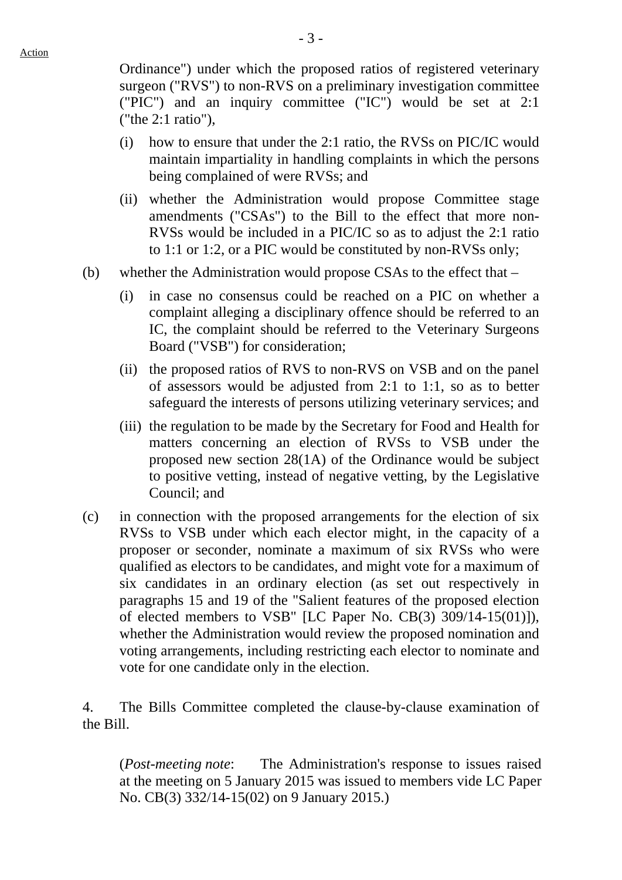Action

Ordinance") under which the proposed ratios of registered veterinary surgeon ("RVS") to non-RVS on a preliminary investigation committee ("PIC") and an inquiry committee ("IC") would be set at 2:1 ("the 2:1 ratio"),

(i) how to ensure that under the 2:1 ratio, the RVSs on PIC/IC would maintain impartiality in handling complaints in which the persons being complained of were RVSs; and

(ii) whether the Administration would propose Committee stage amendments ("CSAs") to the Bill to the effect that more non-RVSs would be included in a PIC/IC so as to adjust the 2:1 ratio to 1:1 or 1:2, or a PIC would be constituted by non-RVSs only;

(b) whether the Administration would propose CSAs to the effect that –

(i) in case no consensus could be reached on a PIC on whether a complaint alleging a disciplinary offence should be referred to an IC, the complaint should be referred to the Veterinary Surgeons Board ("VSB") for consideration;

(ii) the proposed ratios of RVS to non-RVS on VSB and on the panel of assessors would be adjusted from 2:1 to 1:1, so as to better safeguard the interests of persons utilizing veterinary services; and

(iii) the regulation to be made by the Secretary for Food and Health for matters concerning an election of RVSs to VSB under the proposed new section 28(1A) of the Ordinance would be subject to positive vetting, instead of negative vetting, by the Legislative Council; and

(c) in connection with the proposed arrangements for the election of six RVSs to VSB under which each elector might, in the capacity of a proposer or seconder, nominate a maximum of six RVSs who were qualified as electors to be candidates, and might vote for a maximum of six candidates in an ordinary election (as set out respectively in paragraphs 15 and 19 of the "Salient features of the proposed election of elected members to VSB" [LC Paper No. CB(3) 309/14-15(01)]), whether the Administration would review the proposed nomination and voting arrangements, including restricting each elector to nominate and vote for one candidate only in the election.

4. The Bills Committee completed the clause-by-clause examination of the Bill.

(*Post-meeting note*: The Administration's response to issues raised at the meeting on 5 January 2015 was issued to members vide LC Paper No. CB(3) 332/14-15(02) on 9 January 2015.)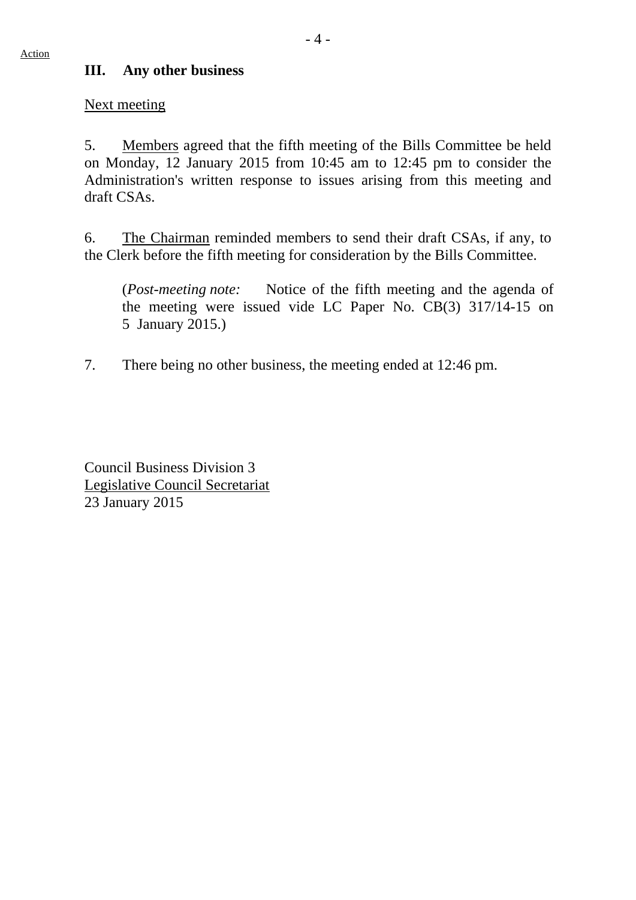Action

### III. Any other business

Next meeting

5. Members agreed that the fifth meeting of the Bills Committee be held on Monday, 12 January 2015 from 10:45 am to 12:45 pm to consider the Administration's written response to issues arising from this meeting and draft CSAs.

6. The Chairman reminded members to send their draft CSAs, if any, to the Clerk before the fifth meeting for consideration by the Bills Committee.

(*Post-meeting note:* Notice of the fifth meeting and the agenda of the meeting were issued vide LC Paper No. CB(3) 317/14-15 on 5 January 2015.)

7. There being no other business, the meeting ended at 12:46 pm.

Council Business Division 3
Legislative Council Secretariat
23 January 2015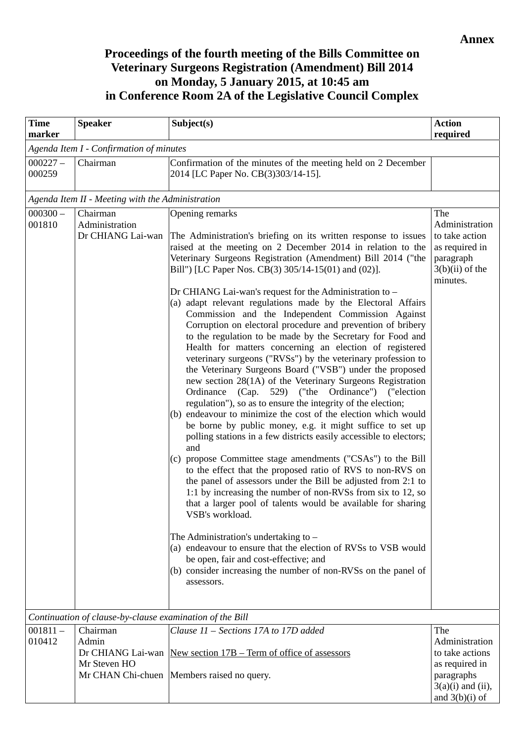**Annex**

# Proceedings of the fourth meeting of the Bills Committee on Veterinary Surgeons Registration (Amendment) Bill 2014 on Monday, 5 January 2015, at 10:45 am in Conference Room 2A of the Legislative Council Complex

| Time marker | Speaker | Subject(s) | Action required |
|---|---|---|---|
| *Agenda Item I - Confirmation of minutes* | | | |
| 000227 – 000259 | Chairman | Confirmation of the minutes of the meeting held on 2 December 2014 [LC Paper No. CB(3)303/14-15]. | |
| *Agenda Item II - Meeting with the Administration* | | | |
| 000300 – 001810 | Chairman<br>Administration<br>Dr CHIANG Lai-wan | Opening remarks<br><br>The Administration's briefing on its written response to issues raised at the meeting on 2 December 2014 in relation to the Veterinary Surgeons Registration (Amendment) Bill 2014 ("the Bill") [LC Paper Nos. CB(3) 305/14-15(01) and (02)].<br><br>Dr CHIANG Lai-wan's request for the Administration to –<br>(a) adapt relevant regulations made by the Electoral Affairs Commission and the Independent Commission Against Corruption on electoral procedure and prevention of bribery to the regulation to be made by the Secretary for Food and Health for matters concerning an election of registered veterinary surgeons ("RVSs") by the veterinary profession to the Veterinary Surgeons Board ("VSB") under the proposed new section 28(1A) of the Veterinary Surgeons Registration Ordinance (Cap. 529) ("the Ordinance") ("election regulation"), so as to ensure the integrity of the election;<br>(b) endeavour to minimize the cost of the election which would be borne by public money, e.g. it might suffice to set up polling stations in a few districts easily accessible to electors; and<br>(c) propose Committee stage amendments ("CSAs") to the Bill to the effect that the proposed ratio of RVS to non-RVS on the panel of assessors under the Bill be adjusted from 2:1 to 1:1 by increasing the number of non-RVSs from six to 12, so that a larger pool of talents would be available for sharing VSB's workload.<br><br>The Administration's undertaking to –<br>(a) endeavour to ensure that the election of RVSs to VSB would be open, fair and cost-effective; and<br>(b) consider increasing the number of non-RVSs on the panel of assessors. | The Administration to take action as required in paragraph 3(b)(ii) of the minutes. |
| *Continuation of clause-by-clause examination of the Bill* | | | |
| 001811 – 010412 | Chairman<br>Admin<br>Dr CHIANG Lai-wan<br>Mr Steven HO<br>Mr CHAN Chi-chuen | *Clause 11 – Sections 17A to 17D added*<br><br><u>New section 17B – Term of office of assessors</u><br><br>Members raised no query. | The Administration to take actions as required in paragraphs 3(a)(i) and (ii), and 3(b)(i) of |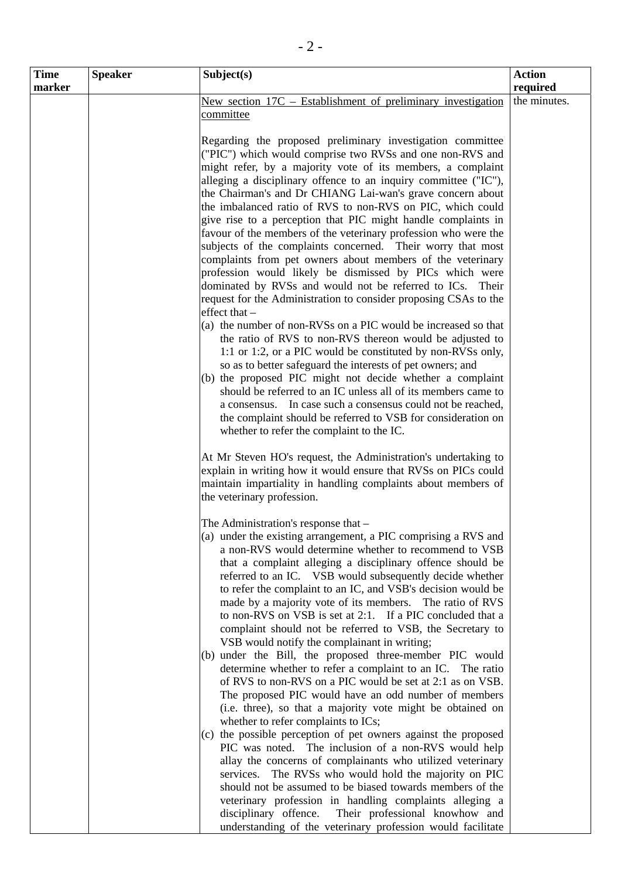| Time marker | Speaker | Subject(s) | Action required |
|---|---|---|---|
| | | New section 17C – Establishment of preliminary investigation committee<br><br>Regarding the proposed preliminary investigation committee ("PIC") which would comprise two RVSs and one non-RVS and might refer, by a majority vote of its members, a complaint alleging a disciplinary offence to an inquiry committee ("IC"), the Chairman's and Dr CHIANG Lai-wan's grave concern about the imbalanced ratio of RVS to non-RVS on PIC, which could give rise to a perception that PIC might handle complaints in favour of the members of the veterinary profession who were the subjects of the complaints concerned. Their worry that most complaints from pet owners about members of the veterinary profession would likely be dismissed by PICs which were dominated by RVSs and would not be referred to ICs. Their request for the Administration to consider proposing CSAs to the effect that –<br>(a) the number of non-RVSs on a PIC would be increased so that the ratio of RVS to non-RVS thereon would be adjusted to 1:1 or 1:2, or a PIC would be constituted by non-RVSs only, so as to better safeguard the interests of pet owners; and<br>(b) the proposed PIC might not decide whether a complaint should be referred to an IC unless all of its members came to a consensus. In case such a consensus could not be reached, the complaint should be referred to VSB for consideration on whether to refer the complaint to the IC.<br><br>At Mr Steven HO's request, the Administration's undertaking to explain in writing how it would ensure that RVSs on PICs could maintain impartiality in handling complaints about members of the veterinary profession.<br><br>The Administration's response that –<br>(a) under the existing arrangement, a PIC comprising a RVS and a non-RVS would determine whether to recommend to VSB that a complaint alleging a disciplinary offence should be referred to an IC. VSB would subsequently decide whether to refer the complaint to an IC, and VSB's decision would be made by a majority vote of its members. The ratio of RVS to non-RVS on VSB is set at 2:1. If a PIC concluded that a complaint should not be referred to VSB, the Secretary to VSB would notify the complainant in writing;<br>(b) under the Bill, the proposed three-member PIC would determine whether to refer a complaint to an IC. The ratio of RVS to non-RVS on a PIC would be set at 2:1 as on VSB. The proposed PIC would have an odd number of members (i.e. three), so that a majority vote might be obtained on whether to refer complaints to ICs;<br>(c) the possible perception of pet owners against the proposed PIC was noted. The inclusion of a non-RVS would help allay the concerns of complainants who utilized veterinary services. The RVSs who would hold the majority on PIC should not be assumed to be biased towards members of the veterinary profession in handling complaints alleging a disciplinary offence. Their professional knowhow and understanding of the veterinary profession would facilitate | the minutes. |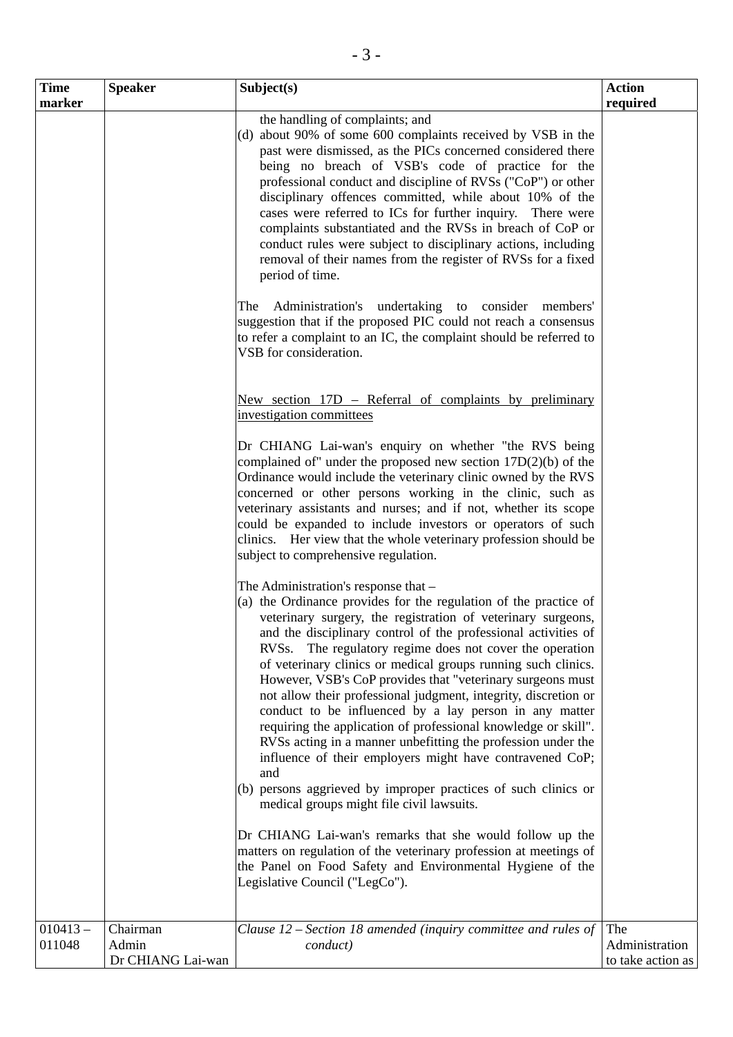| Time marker | Speaker | Subject(s) | Action required |
|---|---|---|---|
| | | the handling of complaints; and<br>(d) about 90% of some 600 complaints received by VSB in the past were dismissed, as the PICs concerned considered there being no breach of VSB's code of practice for the professional conduct and discipline of RVSs ("CoP") or other disciplinary offences committed, while about 10% of the cases were referred to ICs for further inquiry. There were complaints substantiated and the RVSs in breach of CoP or conduct rules were subject to disciplinary actions, including removal of their names from the register of RVSs for a fixed period of time.<br><br>The Administration's undertaking to consider members' suggestion that if the proposed PIC could not reach a consensus to refer a complaint to an IC, the complaint should be referred to VSB for consideration.<br><br><u>New section 17D – Referral of complaints by preliminary investigation committees</u><br><br>Dr CHIANG Lai-wan's enquiry on whether "the RVS being complained of" under the proposed new section 17D(2)(b) of the Ordinance would include the veterinary clinic owned by the RVS concerned or other persons working in the clinic, such as veterinary assistants and nurses; and if not, whether its scope could be expanded to include investors or operators of such clinics. Her view that the whole veterinary profession should be subject to comprehensive regulation.<br><br>The Administration's response that –<br>(a) the Ordinance provides for the regulation of the practice of veterinary surgery, the registration of veterinary surgeons, and the disciplinary control of the professional activities of RVSs. The regulatory regime does not cover the operation of veterinary clinics or medical groups running such clinics. However, VSB's CoP provides that "veterinary surgeons must not allow their professional judgment, integrity, discretion or conduct to be influenced by a lay person in any matter requiring the application of professional knowledge or skill". RVSs acting in a manner unbefitting the profession under the influence of their employers might have contravened CoP; and<br>(b) persons aggrieved by improper practices of such clinics or medical groups might file civil lawsuits.<br><br>Dr CHIANG Lai-wan's remarks that she would follow up the matters on regulation of the veterinary profession at meetings of the Panel on Food Safety and Environmental Hygiene of the Legislative Council ("LegCo"). | |
| 010413 – 011048 | Chairman<br>Admin<br>Dr CHIANG Lai-wan | *Clause 12 – Section 18 amended (inquiry committee and rules of conduct)* | The Administration to take action as |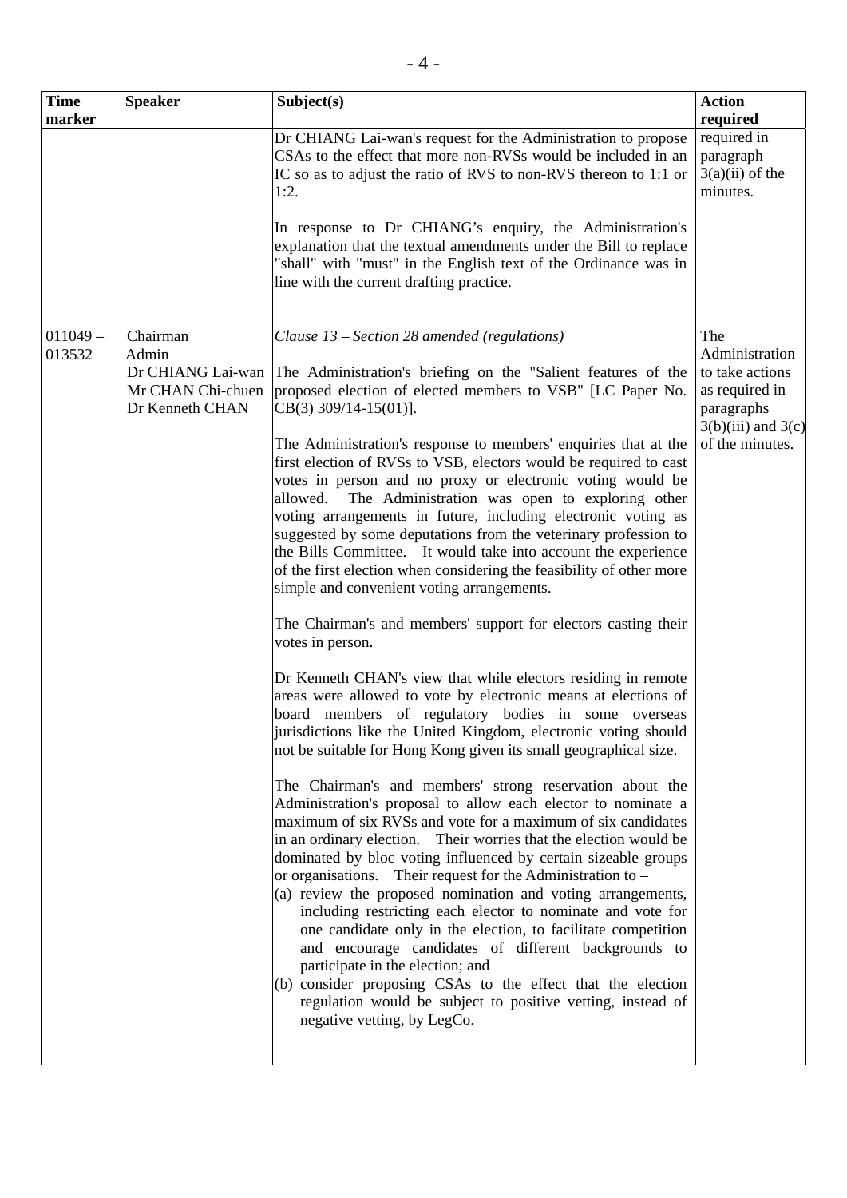| Time marker | Speaker | Subject(s) | Action required |
|---|---|---|---|
| | | Dr CHIANG Lai-wan's request for the Administration to propose CSAs to the effect that more non-RVSs would be included in an IC so as to adjust the ratio of RVS to non-RVS thereon to 1:1 or 1:2.<br><br>In response to Dr CHIANG's enquiry, the Administration's explanation that the textual amendments under the Bill to replace "shall" with "must" in the English text of the Ordinance was in line with the current drafting practice. | required in paragraph 3(a)(ii) of the minutes. |
| 011049 – 013532 | Chairman<br>Admin<br>Dr CHIANG Lai-wan<br>Mr CHAN Chi-chuen<br>Dr Kenneth CHAN | *Clause 13 – Section 28 amended (regulations)*<br><br>The Administration's briefing on the "Salient features of the proposed election of elected members to VSB" [LC Paper No. CB(3) 309/14-15(01)].<br><br>The Administration's response to members' enquiries that at the first election of RVSs to VSB, electors would be required to cast votes in person and no proxy or electronic voting would be allowed. The Administration was open to exploring other voting arrangements in future, including electronic voting as suggested by some deputations from the veterinary profession to the Bills Committee. It would take into account the experience of the first election when considering the feasibility of other more simple and convenient voting arrangements.<br><br>The Chairman's and members' support for electors casting their votes in person.<br><br>Dr Kenneth CHAN's view that while electors residing in remote areas were allowed to vote by electronic means at elections of board members of regulatory bodies in some overseas jurisdictions like the United Kingdom, electronic voting should not be suitable for Hong Kong given its small geographical size.<br><br>The Chairman's and members' strong reservation about the Administration's proposal to allow each elector to nominate a maximum of six RVSs and vote for a maximum of six candidates in an ordinary election. Their worries that the election would be dominated by bloc voting influenced by certain sizeable groups or organisations. Their request for the Administration to –<br>(a) review the proposed nomination and voting arrangements, including restricting each elector to nominate and vote for one candidate only in the election, to facilitate competition and encourage candidates of different backgrounds to participate in the election; and<br>(b) consider proposing CSAs to the effect that the election regulation would be subject to positive vetting, instead of negative vetting, by LegCo. | The Administration to take actions as required in paragraphs 3(b)(iii) and 3(c) of the minutes. |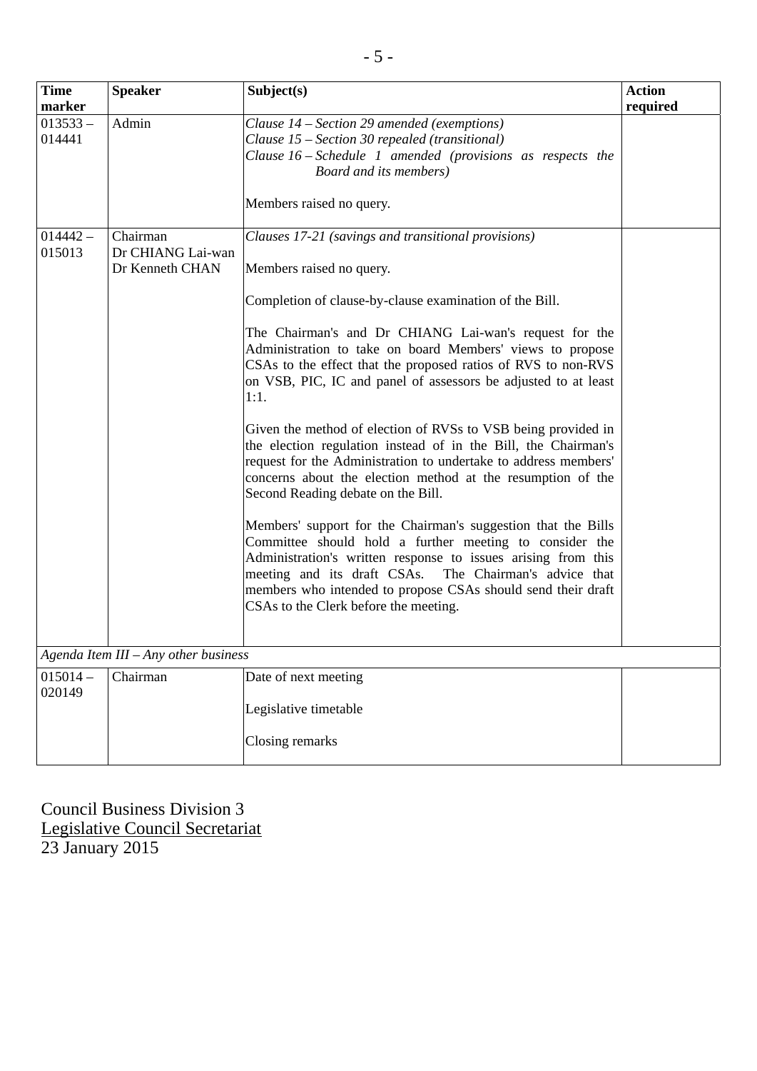| Time marker | Speaker | Subject(s) | Action required |
|---|---|---|---|
| 013533 – 014441 | Admin | *Clause 14 – Section 29 amended (exemptions)*<br>*Clause 15 – Section 30 repealed (transitional)*<br>*Clause 16 – Schedule 1 amended (provisions as respects the Board and its members)*<br><br>Members raised no query. | |
| 014442 – 015013 | Chairman<br>Dr CHIANG Lai-wan<br>Dr Kenneth CHAN | *Clauses 17-21 (savings and transitional provisions)*<br><br>Members raised no query.<br><br>Completion of clause-by-clause examination of the Bill.<br><br>The Chairman's and Dr CHIANG Lai-wan's request for the Administration to take on board Members' views to propose CSAs to the effect that the proposed ratios of RVS to non-RVS on VSB, PIC, IC and panel of assessors be adjusted to at least 1:1.<br><br>Given the method of election of RVSs to VSB being provided in the election regulation instead of in the Bill, the Chairman's request for the Administration to undertake to address members' concerns about the election method at the resumption of the Second Reading debate on the Bill.<br><br>Members' support for the Chairman's suggestion that the Bills Committee should hold a further meeting to consider the Administration's written response to issues arising from this meeting and its draft CSAs. The Chairman's advice that members who intended to propose CSAs should send their draft CSAs to the Clerk before the meeting. | |
| *Agenda Item III – Any other business* | | | |
| 015014 – 020149 | Chairman | Date of next meeting<br><br>Legislative timetable<br><br>Closing remarks | |

Council Business Division 3
Legislative Council Secretariat
23 January 2015